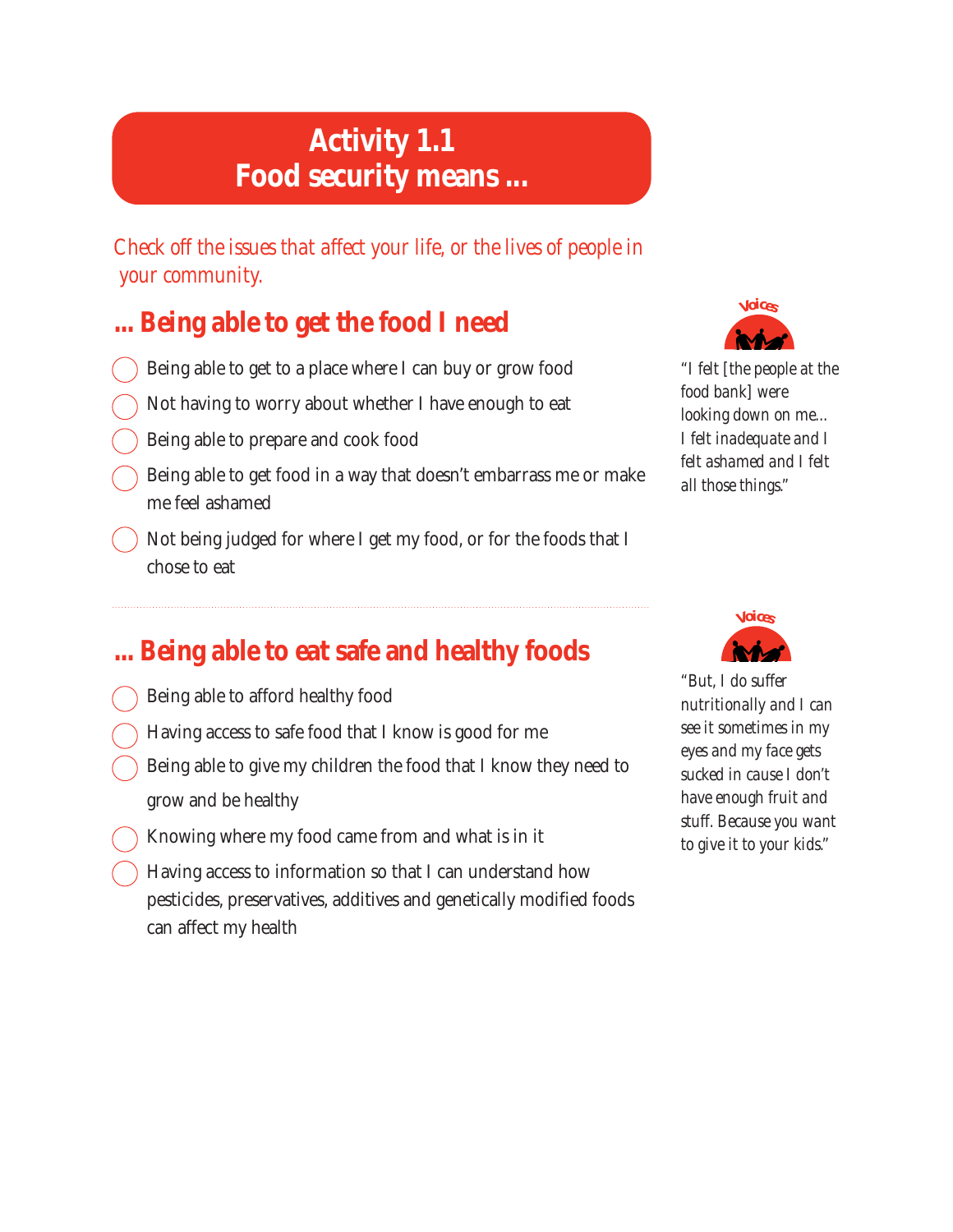# Activity 1.1
# Food security means ...

*Check off the issues that affect your life, or the lives of people in your community.*

## ... Being able to get the food I need

- ◯ Being able to get to a place where I can buy or grow food
- ◯ Not having to worry about whether I have enough to eat
- ◯ Being able to prepare and cook food
- ◯ Being able to get food in a way that doesn't embarrass me or make me feel ashamed
- ◯ Not being judged for where I get my food, or for the foods that I chose to eat

**Voices**

*"I felt [the people at the food bank] were looking down on me... I felt inadequate and I felt ashamed and I felt all those things."*

---

## ... Being able to eat safe and healthy foods

- ◯ Being able to afford healthy food
- ◯ Having access to safe food that I know is good for me
- ◯ Being able to give my children the food that I know they need to grow and be healthy
- ◯ Knowing where my food came from and what is in it
- ◯ Having access to information so that I can understand how pesticides, preservatives, additives and genetically modified foods can affect my health

**Voices**

*"But, I do suffer nutritionally and I can see it sometimes in my eyes and my face gets sucked in cause I don't have enough fruit and stuff. Because you want to give it to your kids."*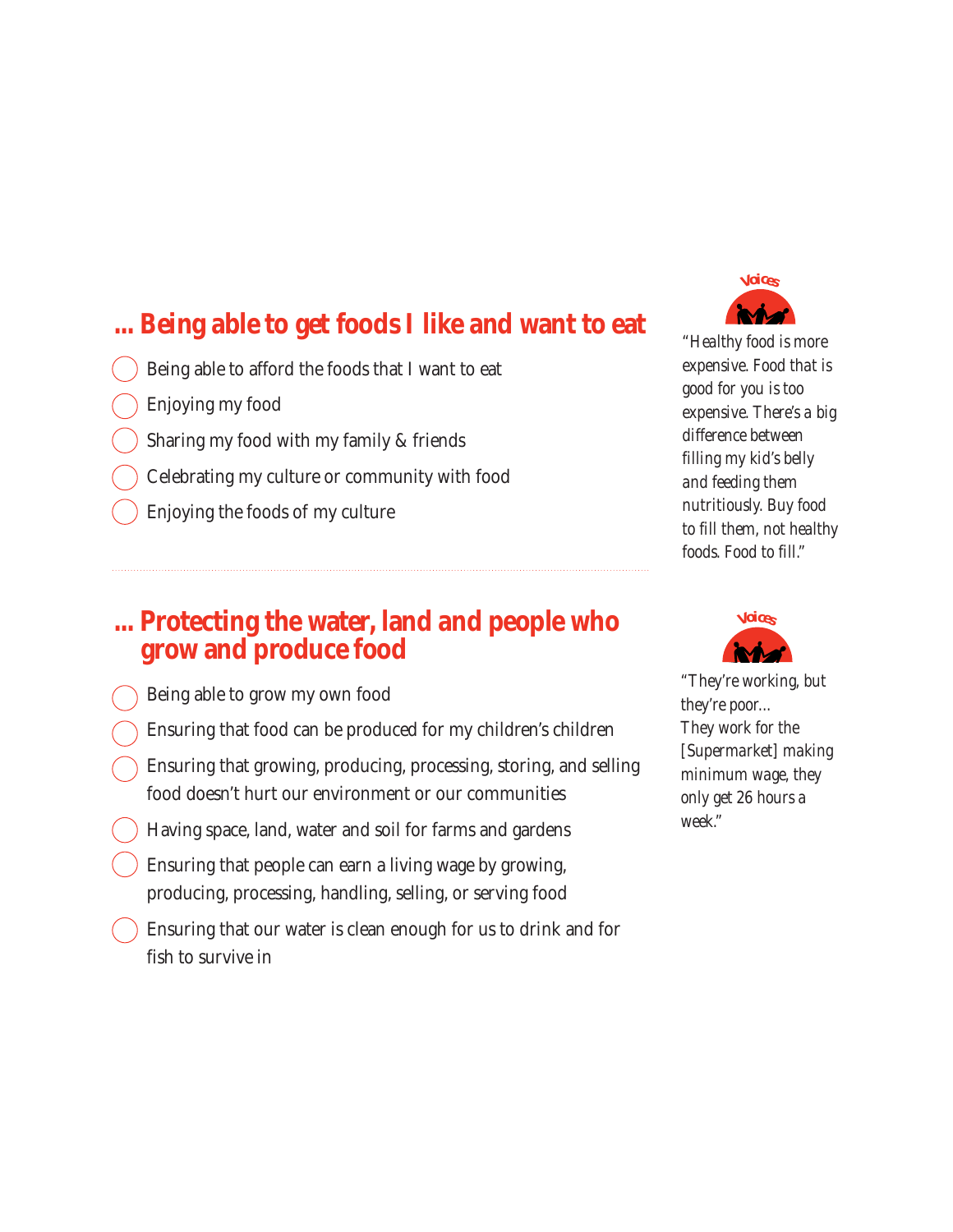## ... Being able to get foods I like and want to eat

- Being able to afford the foods that I want to eat
- Enjoying my food
- Sharing my food with my family & friends
- Celebrating my culture or community with food
- Enjoying the foods of my culture

Voices

*"Healthy food is more expensive. Food that is good for you is too expensive. There's a big difference between filling my kid's belly and feeding them nutritiously. Buy food to fill them, not healthy foods. Food to fill."*

---

## ... Protecting the water, land and people who grow and produce food

- Being able to grow my own food
- Ensuring that food can be produced for my children's children
- Ensuring that growing, producing, processing, storing, and selling food doesn't hurt our environment or our communities
- Having space, land, water and soil for farms and gardens
- Ensuring that people can earn a living wage by growing, producing, processing, handling, selling, or serving food
- Ensuring that our water is clean enough for us to drink and for fish to survive in

Voices

*"They're working, but they're poor... They work for the [Supermarket] making minimum wage, they only get 26 hours a week."*